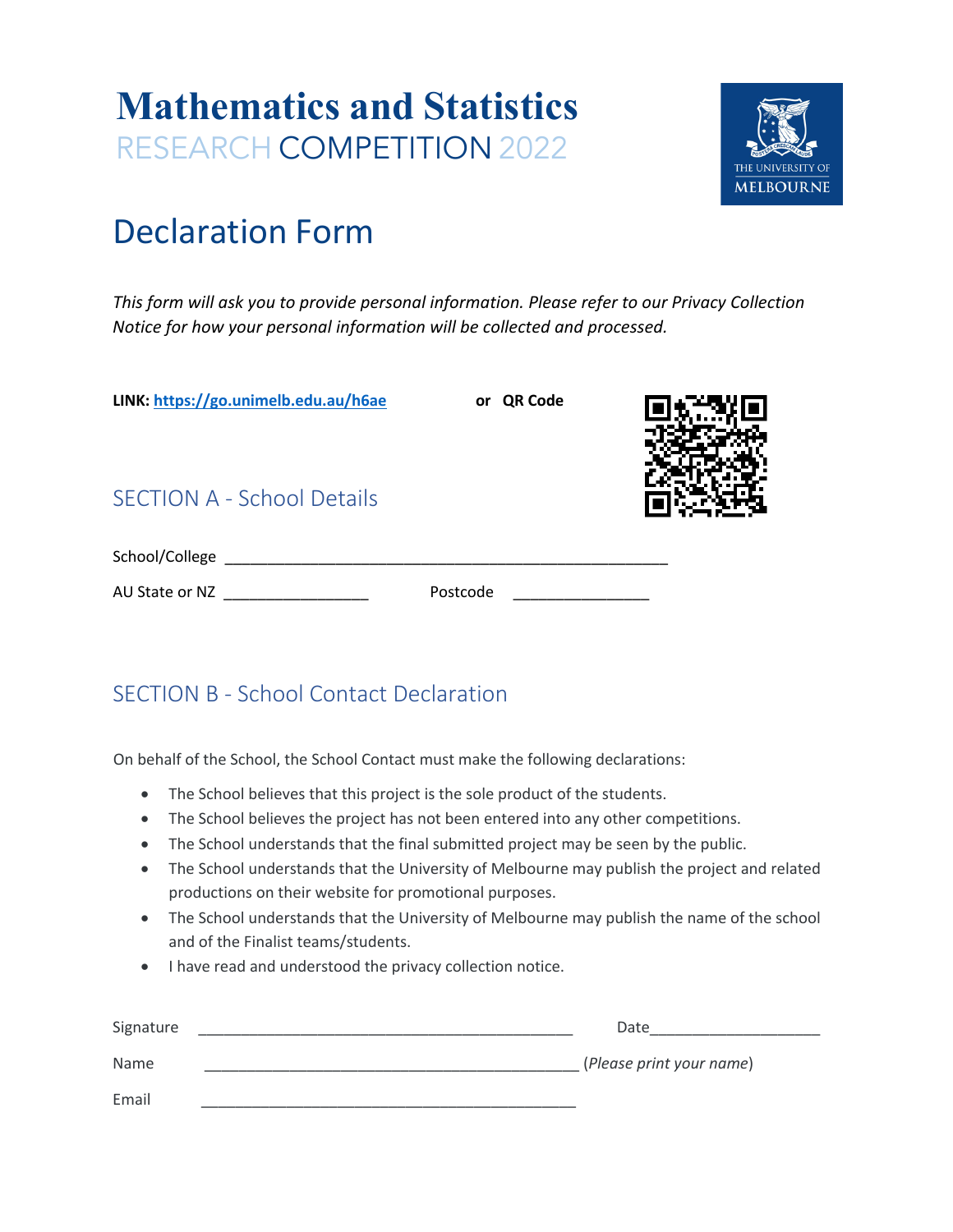# Mathematics and Statistics

RESEARCH COMPETITION 2022

## Declaration Form

*This form will ask you to provide personal information. Please refer to our Privacy Collection Notice for how your personal information will be collected and processed.*

**LINK: [https://go.unimelb.edu.au/h6ae](https://go.unimelb.edu.au/h6ae)** **or QR Code**

## SECTION A - School Details

School/College \_\_\_\_\_\_\_\_\_\_\_\_\_\_\_\_\_\_\_\_\_\_\_\_\_\_\_\_\_\_\_\_\_\_\_\_\_\_\_\_\_\_\_\_\_\_\_\_\_\_\_\_\_\_

AU State or NZ \_\_\_\_\_\_\_\_\_\_\_\_\_\_\_\_\_\_ Postcode \_\_\_\_\_\_\_\_\_\_\_\_\_\_\_\_\_

## SECTION B - School Contact Declaration

On behalf of the School, the School Contact must make the following declarations:

- The School believes that this project is the sole product of the students.
- The School believes the project has not been entered into any other competitions.
- The School understands that the final submitted project may be seen by the public.
- The School understands that the University of Melbourne may publish the project and related productions on their website for promotional purposes.
- The School understands that the University of Melbourne may publish the name of the school and of the Finalist teams/students.
- I have read and understood the privacy collection notice.

Signature \_\_\_\_\_\_\_\_\_\_\_\_\_\_\_\_\_\_\_\_\_\_\_\_\_\_\_\_\_\_\_\_\_\_\_\_\_\_\_\_\_\_\_\_\_\_ Date\_\_\_\_\_\_\_\_\_\_\_\_\_\_\_\_\_\_\_\_\_

Name \_\_\_\_\_\_\_\_\_\_\_\_\_\_\_\_\_\_\_\_\_\_\_\_\_\_\_\_\_\_\_\_\_\_\_\_\_\_\_\_\_\_\_\_\_\_ (*Please print your name*)

Email \_\_\_\_\_\_\_\_\_\_\_\_\_\_\_\_\_\_\_\_\_\_\_\_\_\_\_\_\_\_\_\_\_\_\_\_\_\_\_\_\_\_\_\_\_\_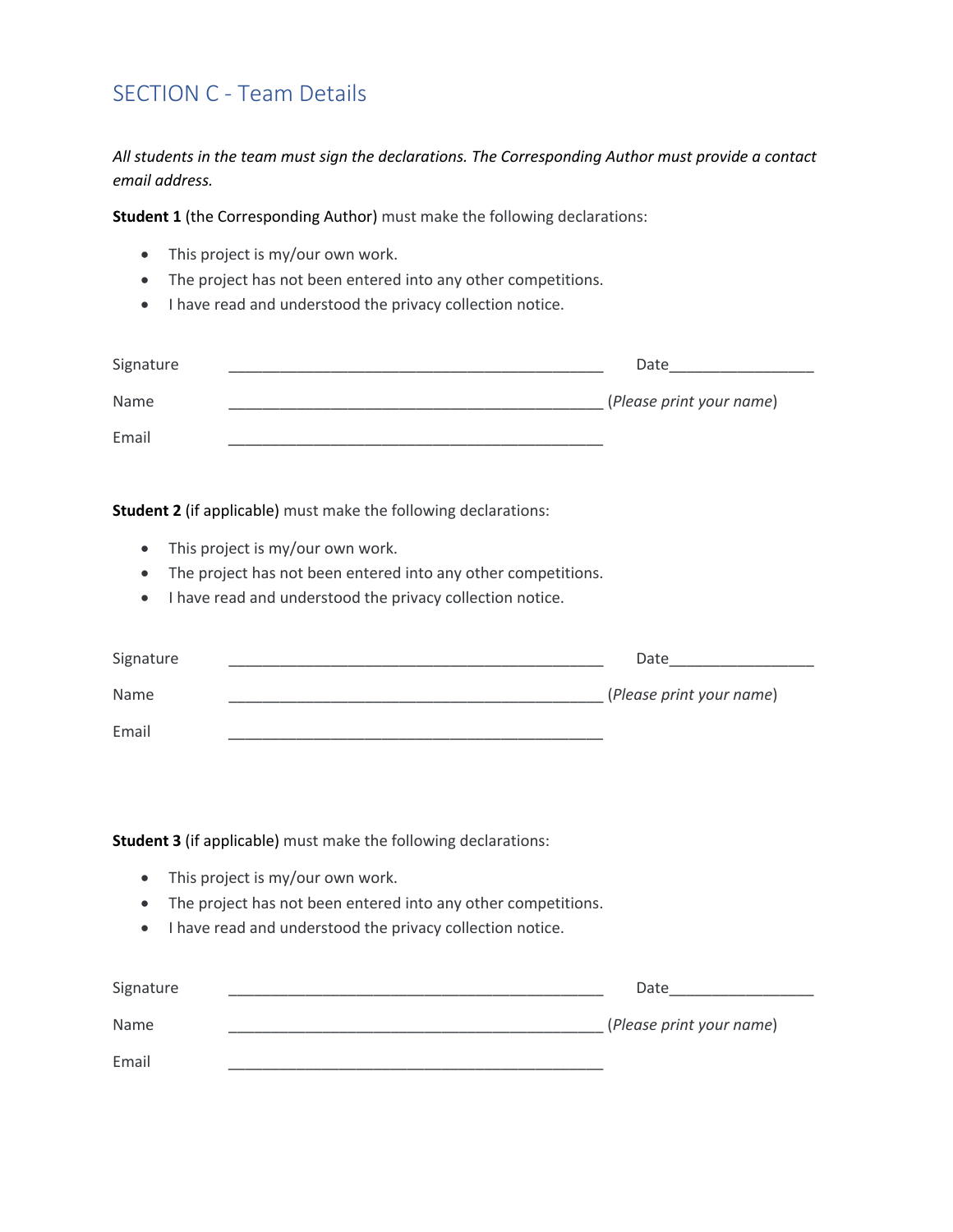## SECTION C - Team Details

*All students in the team must sign the declarations. The Corresponding Author must provide a contact email address.*

**Student 1** (the Corresponding Author) must make the following declarations:

- This project is my/our own work.
- The project has not been entered into any other competitions.
- I have read and understood the privacy collection notice.

Signature _______________________________________________ Date_________________

Name _______________________________________________ (*Please print your name*)

Email _______________________________________________

**Student 2** (if applicable) must make the following declarations:

- This project is my/our own work.
- The project has not been entered into any other competitions.
- I have read and understood the privacy collection notice.

Signature _______________________________________________ Date_________________

Name _______________________________________________ (*Please print your name*)

Email _______________________________________________

**Student 3** (if applicable) must make the following declarations:

- This project is my/our own work.
- The project has not been entered into any other competitions.
- I have read and understood the privacy collection notice.

Signature _______________________________________________ Date_________________

Name _______________________________________________ (*Please print your name*)

Email _______________________________________________